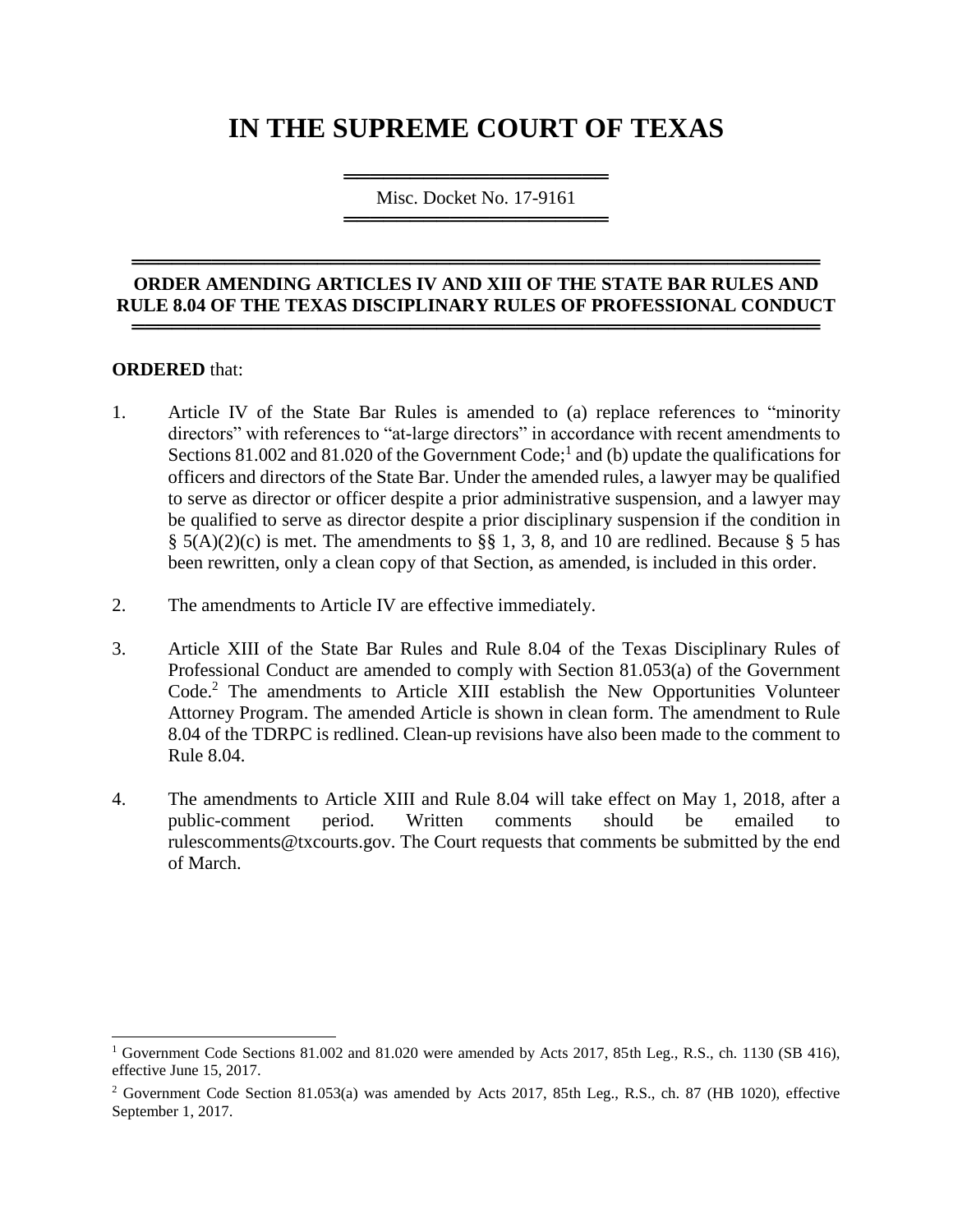# IN THE SUPREME COURT OF TEXAS

Misc. Docket No. 17-9161

## ORDER AMENDING ARTICLES IV AND XIII OF THE STATE BAR RULES AND RULE 8.04 OF THE TEXAS DISCIPLINARY RULES OF PROFESSIONAL CONDUCT

**ORDERED** that:

1. Article IV of the State Bar Rules is amended to (a) replace references to "minority directors" with references to "at-large directors" in accordance with recent amendments to Sections 81.002 and 81.020 of the Government Code;[1] and (b) update the qualifications for officers and directors of the State Bar. Under the amended rules, a lawyer may be qualified to serve as director or officer despite a prior administrative suspension, and a lawyer may be qualified to serve as director despite a prior disciplinary suspension if the condition in § 5(A)(2)(c) is met. The amendments to §§ 1, 3, 8, and 10 are redlined. Because § 5 has been rewritten, only a clean copy of that Section, as amended, is included in this order.

2. The amendments to Article IV are effective immediately.

3. Article XIII of the State Bar Rules and Rule 8.04 of the Texas Disciplinary Rules of Professional Conduct are amended to comply with Section 81.053(a) of the Government Code.[2] The amendments to Article XIII establish the New Opportunities Volunteer Attorney Program. The amended Article is shown in clean form. The amendment to Rule 8.04 of the TDRPC is redlined. Clean-up revisions have also been made to the comment to Rule 8.04.

4. The amendments to Article XIII and Rule 8.04 will take effect on May 1, 2018, after a public-comment period. Written comments should be emailed to rulescomments@txcourts.gov. The Court requests that comments be submitted by the end of March.

---

[1] Government Code Sections 81.002 and 81.020 were amended by Acts 2017, 85th Leg., R.S., ch. 1130 (SB 416), effective June 15, 2017.

[2] Government Code Section 81.053(a) was amended by Acts 2017, 85th Leg., R.S., ch. 87 (HB 1020), effective September 1, 2017.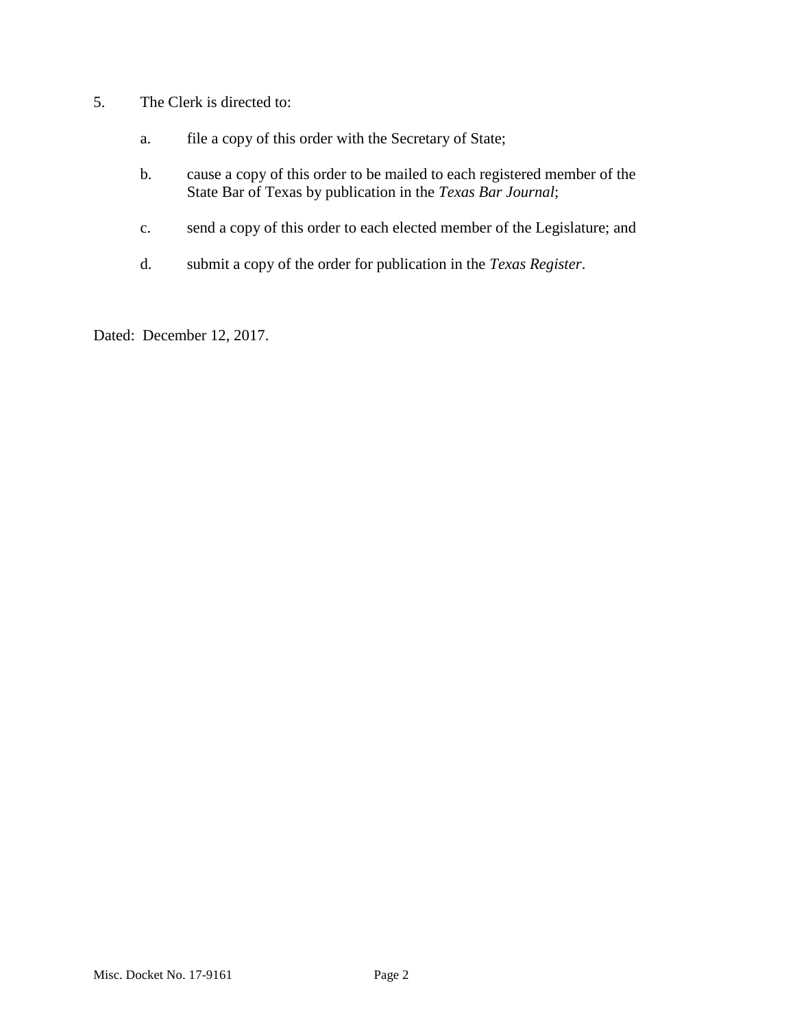5. The Clerk is directed to:

   a. file a copy of this order with the Secretary of State;

   b. cause a copy of this order to be mailed to each registered member of the State Bar of Texas by publication in the *Texas Bar Journal*;

   c. send a copy of this order to each elected member of the Legislature; and

   d. submit a copy of the order for publication in the *Texas Register*.

Dated: December 12, 2017.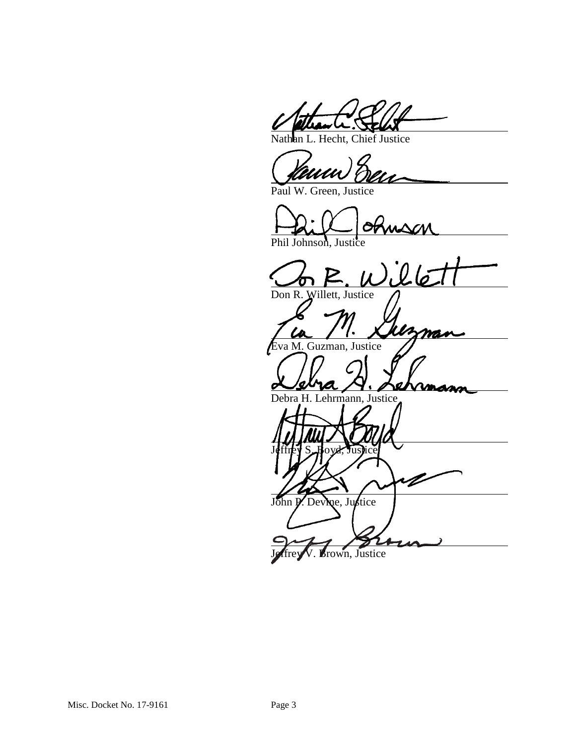\_\_\_\_\_\_\_\_\_\_\_\_\_\_\_\_\_\_\_\_\_\_\_\_\_\_\_\_\_\_\_\_\_\_\_\_\_\_\_\_\_\_\_\_\_\_\_\_\_\_
Nathan L. Hecht, Chief Justice

\_\_\_\_\_\_\_\_\_\_\_\_\_\_\_\_\_\_\_\_\_\_\_\_\_\_\_\_\_\_\_\_\_\_\_\_\_\_\_\_\_\_\_\_\_\_\_\_\_\_
Paul W. Green, Justice

\_\_\_\_\_\_\_\_\_\_\_\_\_\_\_\_\_\_\_\_\_\_\_\_\_\_\_\_\_\_\_\_\_\_\_\_\_\_\_\_\_\_\_\_\_\_\_\_\_\_
Phil Johnson, Justice

\_\_\_\_\_\_\_\_\_\_\_\_\_\_\_\_\_\_\_\_\_\_\_\_\_\_\_\_\_\_\_\_\_\_\_\_\_\_\_\_\_\_\_\_\_\_\_\_\_\_
Don R. Willett, Justice

\_\_\_\_\_\_\_\_\_\_\_\_\_\_\_\_\_\_\_\_\_\_\_\_\_\_\_\_\_\_\_\_\_\_\_\_\_\_\_\_\_\_\_\_\_\_\_\_\_\_
Eva M. Guzman, Justice

\_\_\_\_\_\_\_\_\_\_\_\_\_\_\_\_\_\_\_\_\_\_\_\_\_\_\_\_\_\_\_\_\_\_\_\_\_\_\_\_\_\_\_\_\_\_\_\_\_\_
Debra H. Lehrmann, Justice

\_\_\_\_\_\_\_\_\_\_\_\_\_\_\_\_\_\_\_\_\_\_\_\_\_\_\_\_\_\_\_\_\_\_\_\_\_\_\_\_\_\_\_\_\_\_\_\_\_\_
Jeffrey S. Boyd, Justice

\_\_\_\_\_\_\_\_\_\_\_\_\_\_\_\_\_\_\_\_\_\_\_\_\_\_\_\_\_\_\_\_\_\_\_\_\_\_\_\_\_\_\_\_\_\_\_\_\_\_
John P. Devine, Justice

\_\_\_\_\_\_\_\_\_\_\_\_\_\_\_\_\_\_\_\_\_\_\_\_\_\_\_\_\_\_\_\_\_\_\_\_\_\_\_\_\_\_\_\_\_\_\_\_\_\_
Jeffrey V. Brown, Justice

Misc. Docket No. 17-9161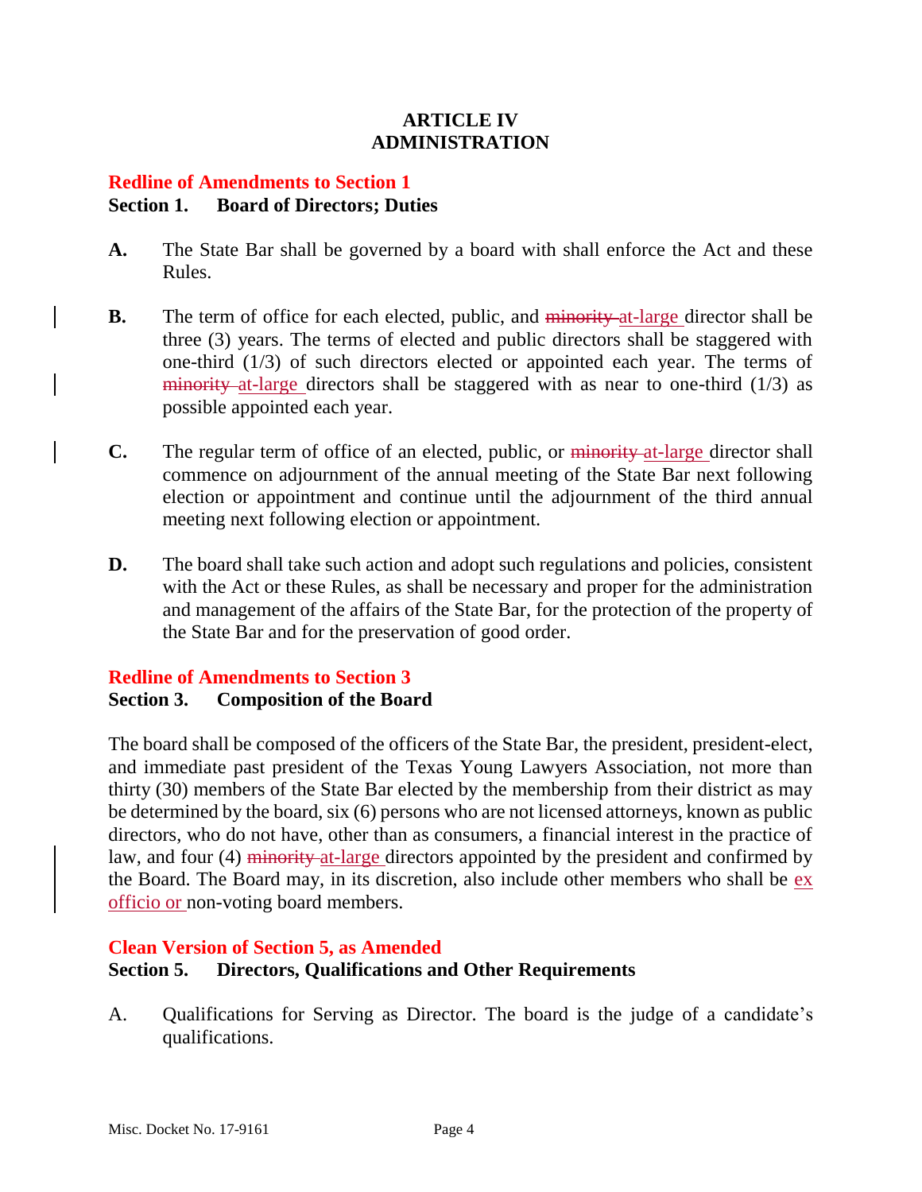# ARTICLE IV
# ADMINISTRATION

**Redline of Amendments to Section 1**

**Section 1. Board of Directors; Duties**

**A.** The State Bar shall be governed by a board with shall enforce the Act and these Rules.

**B.** The term of office for each elected, public, and ~~minority~~ at-large director shall be three (3) years. The terms of elected and public directors shall be staggered with one-third (1/3) of such directors elected or appointed each year. The terms of ~~minority~~ at-large directors shall be staggered with as near to one-third (1/3) as possible appointed each year.

**C.** The regular term of office of an elected, public, or ~~minority~~ at-large director shall commence on adjournment of the annual meeting of the State Bar next following election or appointment and continue until the adjournment of the third annual meeting next following election or appointment.

**D.** The board shall take such action and adopt such regulations and policies, consistent with the Act or these Rules, as shall be necessary and proper for the administration and management of the affairs of the State Bar, for the protection of the property of the State Bar and for the preservation of good order.

**Redline of Amendments to Section 3**

**Section 3. Composition of the Board**

The board shall be composed of the officers of the State Bar, the president, president-elect, and immediate past president of the Texas Young Lawyers Association, not more than thirty (30) members of the State Bar elected by the membership from their district as may be determined by the board, six (6) persons who are not licensed attorneys, known as public directors, who do not have, other than as consumers, a financial interest in the practice of law, and four (4) ~~minority~~ at-large directors appointed by the president and confirmed by the Board. The Board may, in its discretion, also include other members who shall be ex officio or non-voting board members.

**Clean Version of Section 5, as Amended**

**Section 5. Directors, Qualifications and Other Requirements**

A. Qualifications for Serving as Director. The board is the judge of a candidate's qualifications.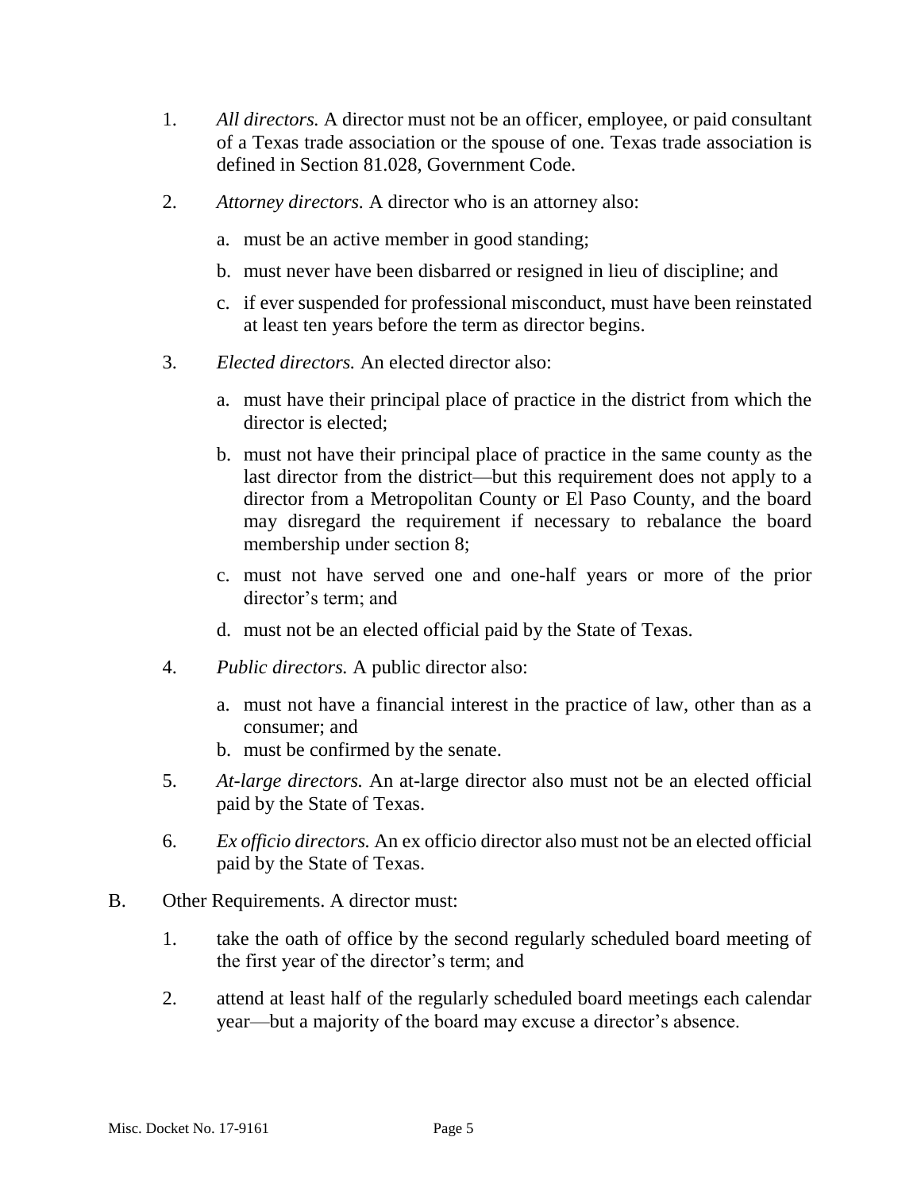1. *All directors.* A director must not be an officer, employee, or paid consultant of a Texas trade association or the spouse of one. Texas trade association is defined in Section 81.028, Government Code.

2. *Attorney directors.* A director who is an attorney also:

   a. must be an active member in good standing;

   b. must never have been disbarred or resigned in lieu of discipline; and

   c. if ever suspended for professional misconduct, must have been reinstated at least ten years before the term as director begins.

3. *Elected directors.* An elected director also:

   a. must have their principal place of practice in the district from which the director is elected;

   b. must not have their principal place of practice in the same county as the last director from the district—but this requirement does not apply to a director from a Metropolitan County or El Paso County, and the board may disregard the requirement if necessary to rebalance the board membership under section 8;

   c. must not have served one and one-half years or more of the prior director's term; and

   d. must not be an elected official paid by the State of Texas.

4. *Public directors.* A public director also:

   a. must not have a financial interest in the practice of law, other than as a consumer; and
   b. must be confirmed by the senate.

5. *At-large directors.* An at-large director also must not be an elected official paid by the State of Texas.

6. *Ex officio directors.* An ex officio director also must not be an elected official paid by the State of Texas.

B. Other Requirements. A director must:

1. take the oath of office by the second regularly scheduled board meeting of the first year of the director's term; and

2. attend at least half of the regularly scheduled board meetings each calendar year—but a majority of the board may excuse a director's absence.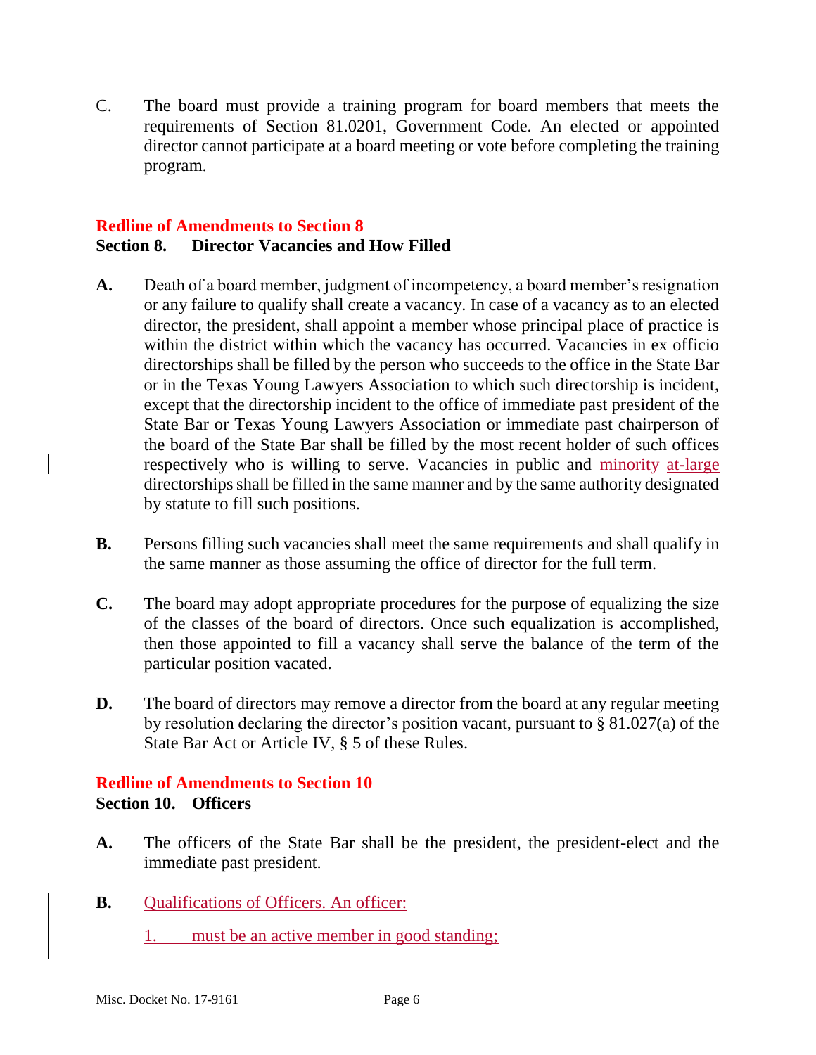C. The board must provide a training program for board members that meets the requirements of Section 81.0201, Government Code. An elected or appointed director cannot participate at a board meeting or vote before completing the training program.

**Redline of Amendments to Section 8**

**Section 8. Director Vacancies and How Filled**

**A.** Death of a board member, judgment of incompetency, a board member's resignation or any failure to qualify shall create a vacancy. In case of a vacancy as to an elected director, the president, shall appoint a member whose principal place of practice is within the district within which the vacancy has occurred. Vacancies in ex officio directorships shall be filled by the person who succeeds to the office in the State Bar or in the Texas Young Lawyers Association to which such directorship is incident, except that the directorship incident to the office of immediate past president of the State Bar or Texas Young Lawyers Association or immediate past chairperson of the board of the State Bar shall be filled by the most recent holder of such offices respectively who is willing to serve. Vacancies in public and ~~minority~~ at-large directorships shall be filled in the same manner and by the same authority designated by statute to fill such positions.

**B.** Persons filling such vacancies shall meet the same requirements and shall qualify in the same manner as those assuming the office of director for the full term.

**C.** The board may adopt appropriate procedures for the purpose of equalizing the size of the classes of the board of directors. Once such equalization is accomplished, then those appointed to fill a vacancy shall serve the balance of the term of the particular position vacated.

**D.** The board of directors may remove a director from the board at any regular meeting by resolution declaring the director's position vacant, pursuant to § 81.027(a) of the State Bar Act or Article IV, § 5 of these Rules.

**Redline of Amendments to Section 10**

**Section 10. Officers**

**A.** The officers of the State Bar shall be the president, the president-elect and the immediate past president.

**B.** Qualifications of Officers. An officer:

1. must be an active member in good standing;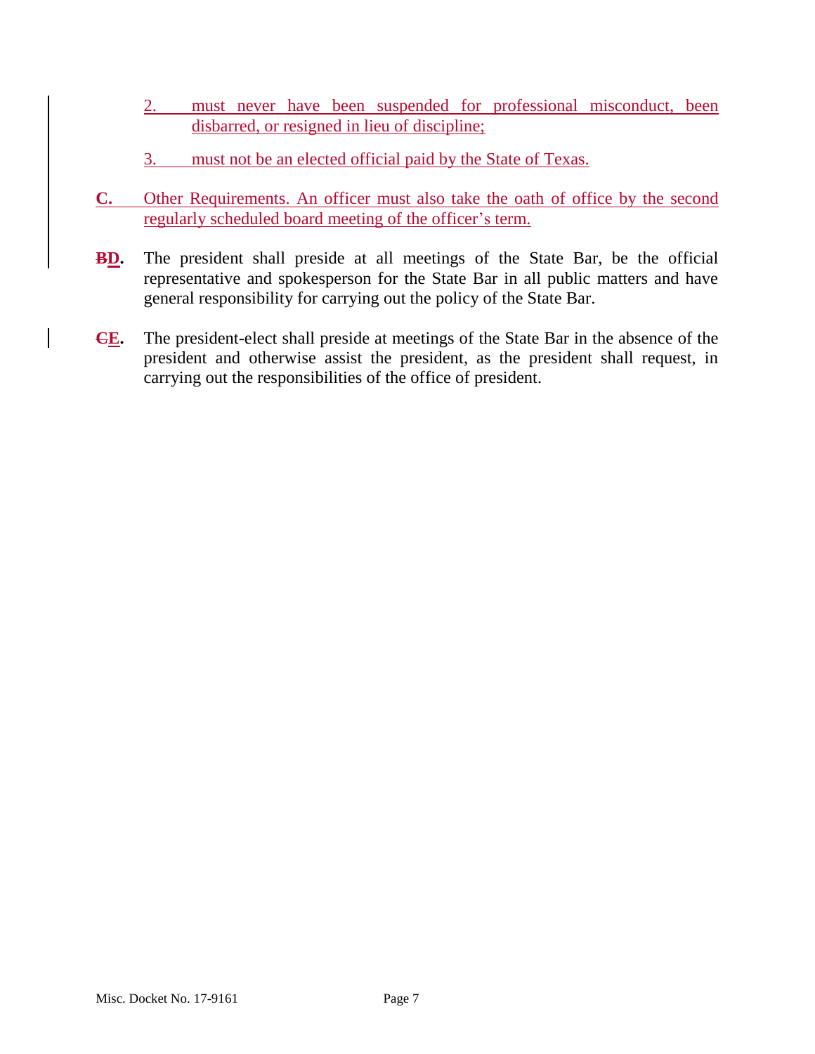2. must never have been suspended for professional misconduct, been disbarred, or resigned in lieu of discipline;

3. must not be an elected official paid by the State of Texas.

**C.** Other Requirements. An officer must also take the oath of office by the second regularly scheduled board meeting of the officer's term.

**~~B~~D.** The president shall preside at all meetings of the State Bar, be the official representative and spokesperson for the State Bar in all public matters and have general responsibility for carrying out the policy of the State Bar.

**~~C~~E.** The president-elect shall preside at meetings of the State Bar in the absence of the president and otherwise assist the president, as the president shall request, in carrying out the responsibilities of the office of president.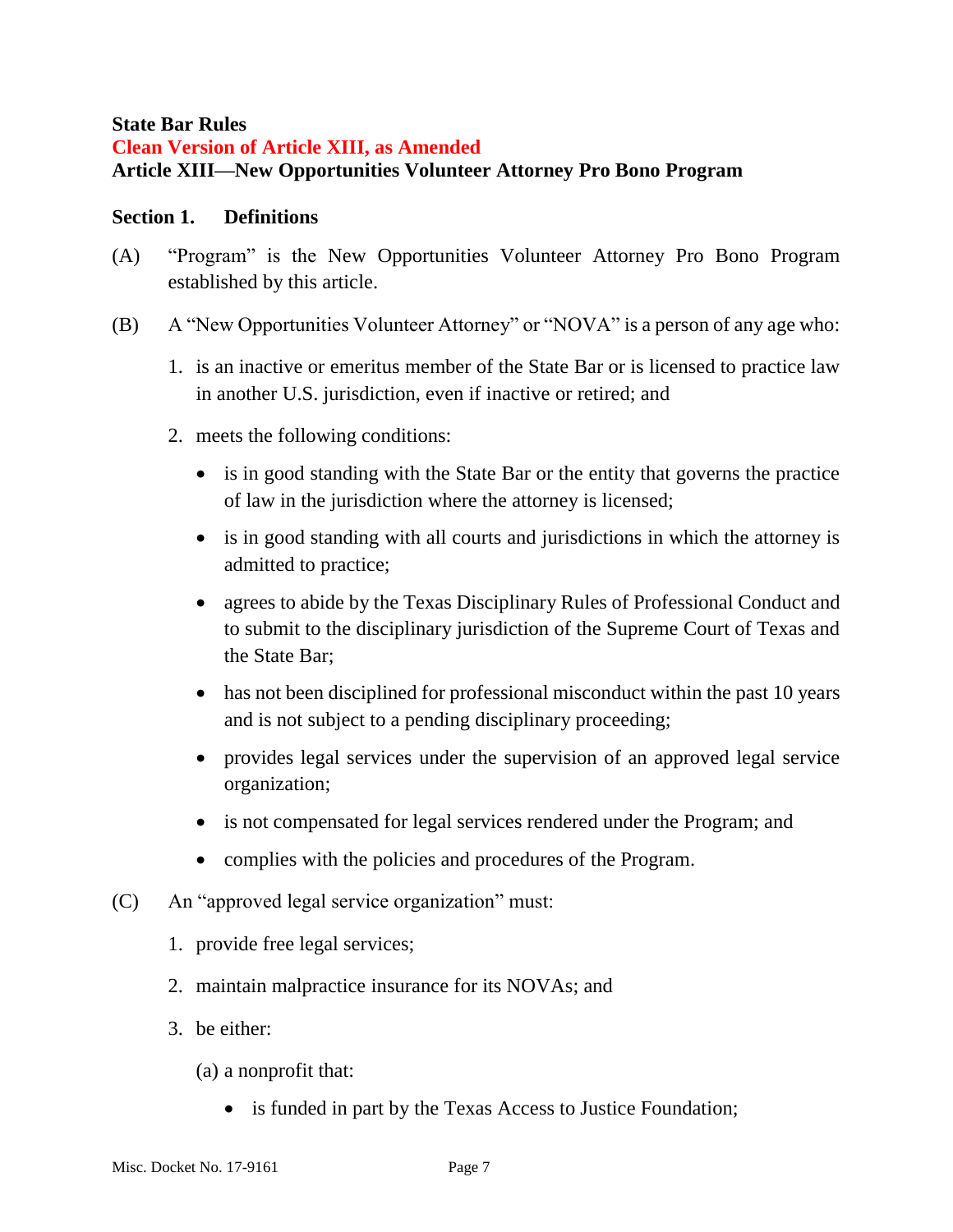**State Bar Rules**
**Clean Version of Article XIII, as Amended**
**Article XIII—New Opportunities Volunteer Attorney Pro Bono Program**

**Section 1. Definitions**

(A) "Program" is the New Opportunities Volunteer Attorney Pro Bono Program established by this article.

(B) A "New Opportunities Volunteer Attorney" or "NOVA" is a person of any age who:

1. is an inactive or emeritus member of the State Bar or is licensed to practice law in another U.S. jurisdiction, even if inactive or retired; and
2. meets the following conditions:
   - is in good standing with the State Bar or the entity that governs the practice of law in the jurisdiction where the attorney is licensed;
   - is in good standing with all courts and jurisdictions in which the attorney is admitted to practice;
   - agrees to abide by the Texas Disciplinary Rules of Professional Conduct and to submit to the disciplinary jurisdiction of the Supreme Court of Texas and the State Bar;
   - has not been disciplined for professional misconduct within the past 10 years and is not subject to a pending disciplinary proceeding;
   - provides legal services under the supervision of an approved legal service organization;
   - is not compensated for legal services rendered under the Program; and
   - complies with the policies and procedures of the Program.

(C) An "approved legal service organization" must:

1. provide free legal services;
2. maintain malpractice insurance for its NOVAs; and
3. be either:

   (a) a nonprofit that:

   - is funded in part by the Texas Access to Justice Foundation;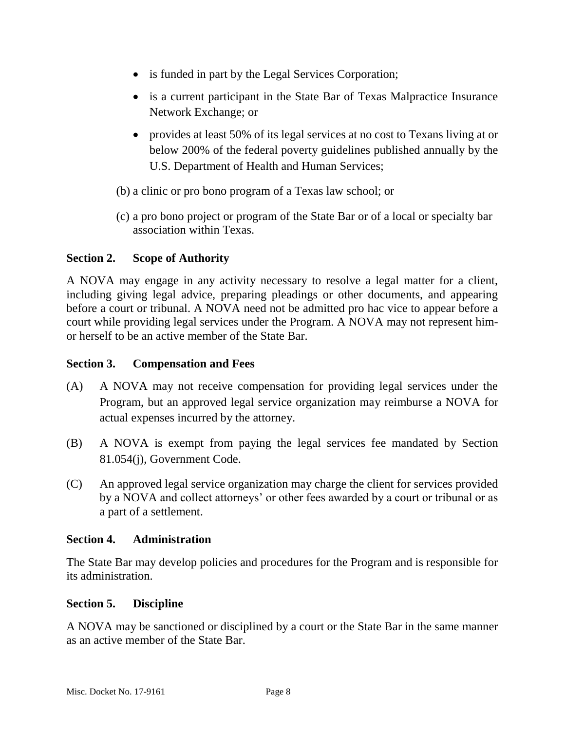- is funded in part by the Legal Services Corporation;
- is a current participant in the State Bar of Texas Malpractice Insurance Network Exchange; or
- provides at least 50% of its legal services at no cost to Texans living at or below 200% of the federal poverty guidelines published annually by the U.S. Department of Health and Human Services;

(b) a clinic or pro bono program of a Texas law school; or

(c) a pro bono project or program of the State Bar or of a local or specialty bar association within Texas.

**Section 2. Scope of Authority**

A NOVA may engage in any activity necessary to resolve a legal matter for a client, including giving legal advice, preparing pleadings or other documents, and appearing before a court or tribunal. A NOVA need not be admitted pro hac vice to appear before a court while providing legal services under the Program. A NOVA may not represent him- or herself to be an active member of the State Bar.

**Section 3. Compensation and Fees**

(A) A NOVA may not receive compensation for providing legal services under the Program, but an approved legal service organization may reimburse a NOVA for actual expenses incurred by the attorney.

(B) A NOVA is exempt from paying the legal services fee mandated by Section 81.054(j), Government Code.

(C) An approved legal service organization may charge the client for services provided by a NOVA and collect attorneys' or other fees awarded by a court or tribunal or as a part of a settlement.

**Section 4. Administration**

The State Bar may develop policies and procedures for the Program and is responsible for its administration.

**Section 5. Discipline**

A NOVA may be sanctioned or disciplined by a court or the State Bar in the same manner as an active member of the State Bar.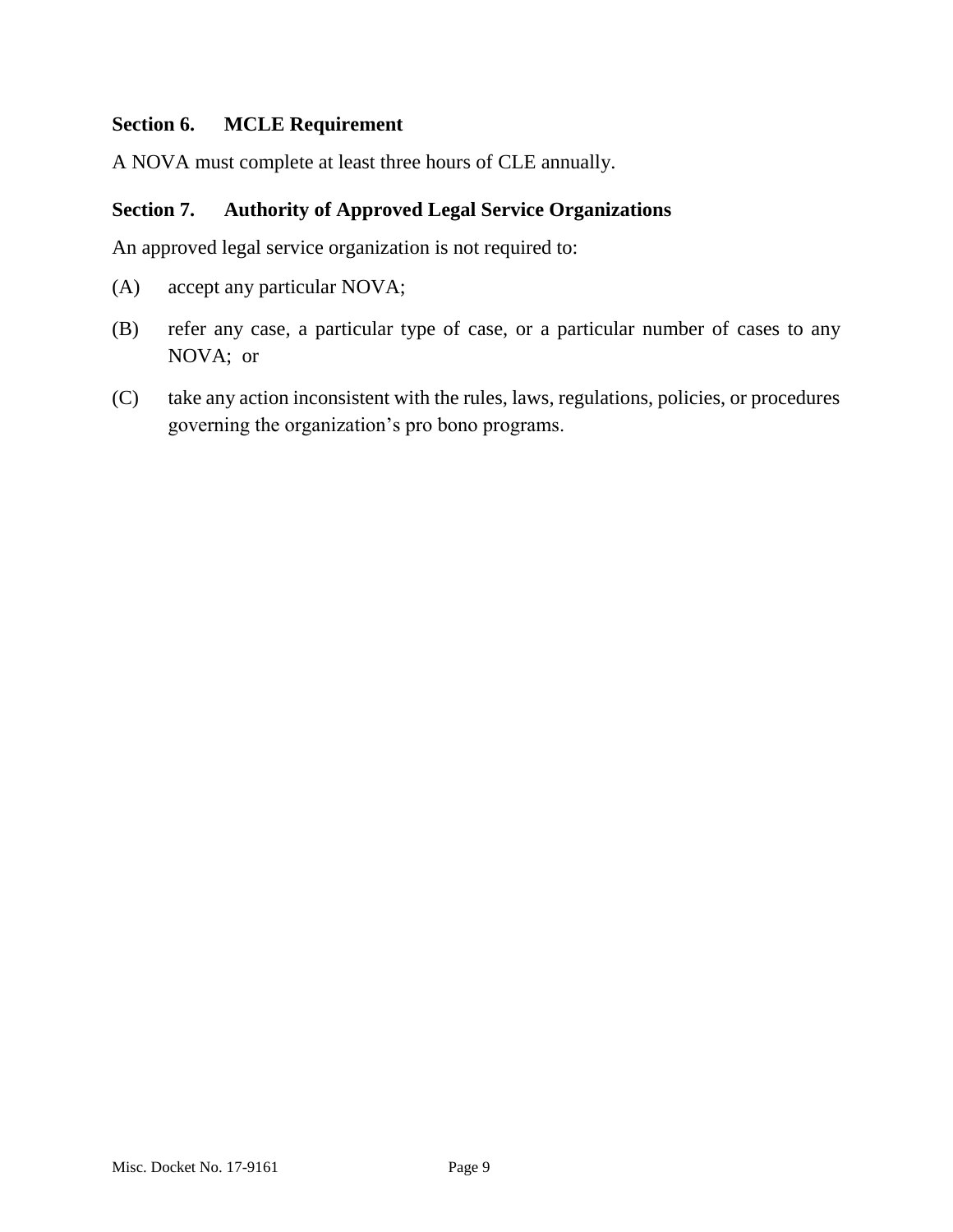### Section 6. MCLE Requirement

A NOVA must complete at least three hours of CLE annually.

### Section 7. Authority of Approved Legal Service Organizations

An approved legal service organization is not required to:

(A) accept any particular NOVA;

(B) refer any case, a particular type of case, or a particular number of cases to any NOVA; or

(C) take any action inconsistent with the rules, laws, regulations, policies, or procedures governing the organization’s pro bono programs.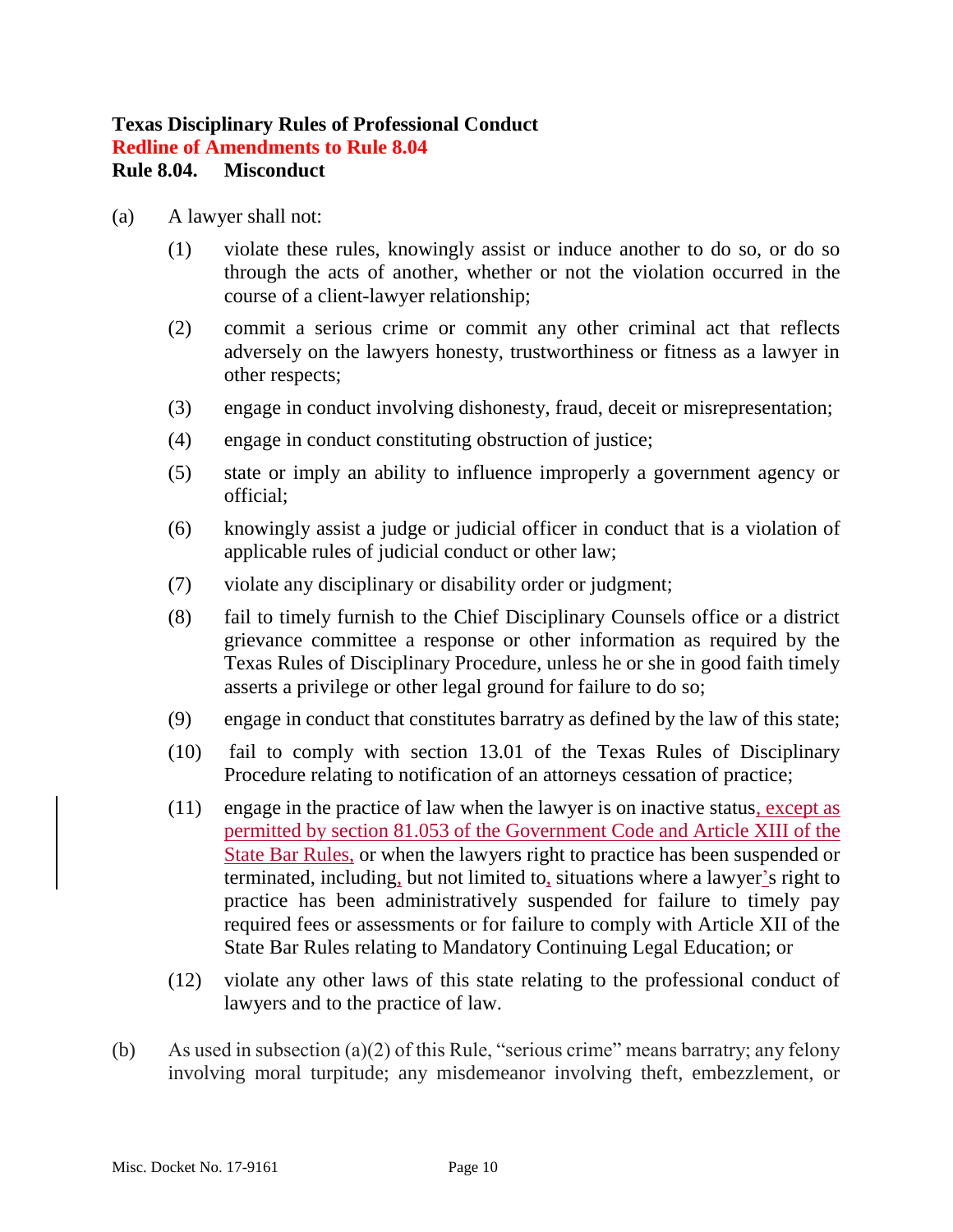**Texas Disciplinary Rules of Professional Conduct**
**Redline of Amendments to Rule 8.04**
**Rule 8.04. Misconduct**

(a) A lawyer shall not:

(1) violate these rules, knowingly assist or induce another to do so, or do so through the acts of another, whether or not the violation occurred in the course of a client-lawyer relationship;

(2) commit a serious crime or commit any other criminal act that reflects adversely on the lawyers honesty, trustworthiness or fitness as a lawyer in other respects;

(3) engage in conduct involving dishonesty, fraud, deceit or misrepresentation;

(4) engage in conduct constituting obstruction of justice;

(5) state or imply an ability to influence improperly a government agency or official;

(6) knowingly assist a judge or judicial officer in conduct that is a violation of applicable rules of judicial conduct or other law;

(7) violate any disciplinary or disability order or judgment;

(8) fail to timely furnish to the Chief Disciplinary Counsels office or a district grievance committee a response or other information as required by the Texas Rules of Disciplinary Procedure, unless he or she in good faith timely asserts a privilege or other legal ground for failure to do so;

(9) engage in conduct that constitutes barratry as defined by the law of this state;

(10) fail to comply with section 13.01 of the Texas Rules of Disciplinary Procedure relating to notification of an attorneys cessation of practice;

(11) engage in the practice of law when the lawyer is on inactive status, except as permitted by section 81.053 of the Government Code and Article XIII of the State Bar Rules, or when the lawyers right to practice has been suspended or terminated, including, but not limited to, situations where a lawyer's right to practice has been administratively suspended for failure to timely pay required fees or assessments or for failure to comply with Article XII of the State Bar Rules relating to Mandatory Continuing Legal Education; or

(12) violate any other laws of this state relating to the professional conduct of lawyers and to the practice of law.

(b) As used in subsection (a)(2) of this Rule, "serious crime" means barratry; any felony involving moral turpitude; any misdemeanor involving theft, embezzlement, or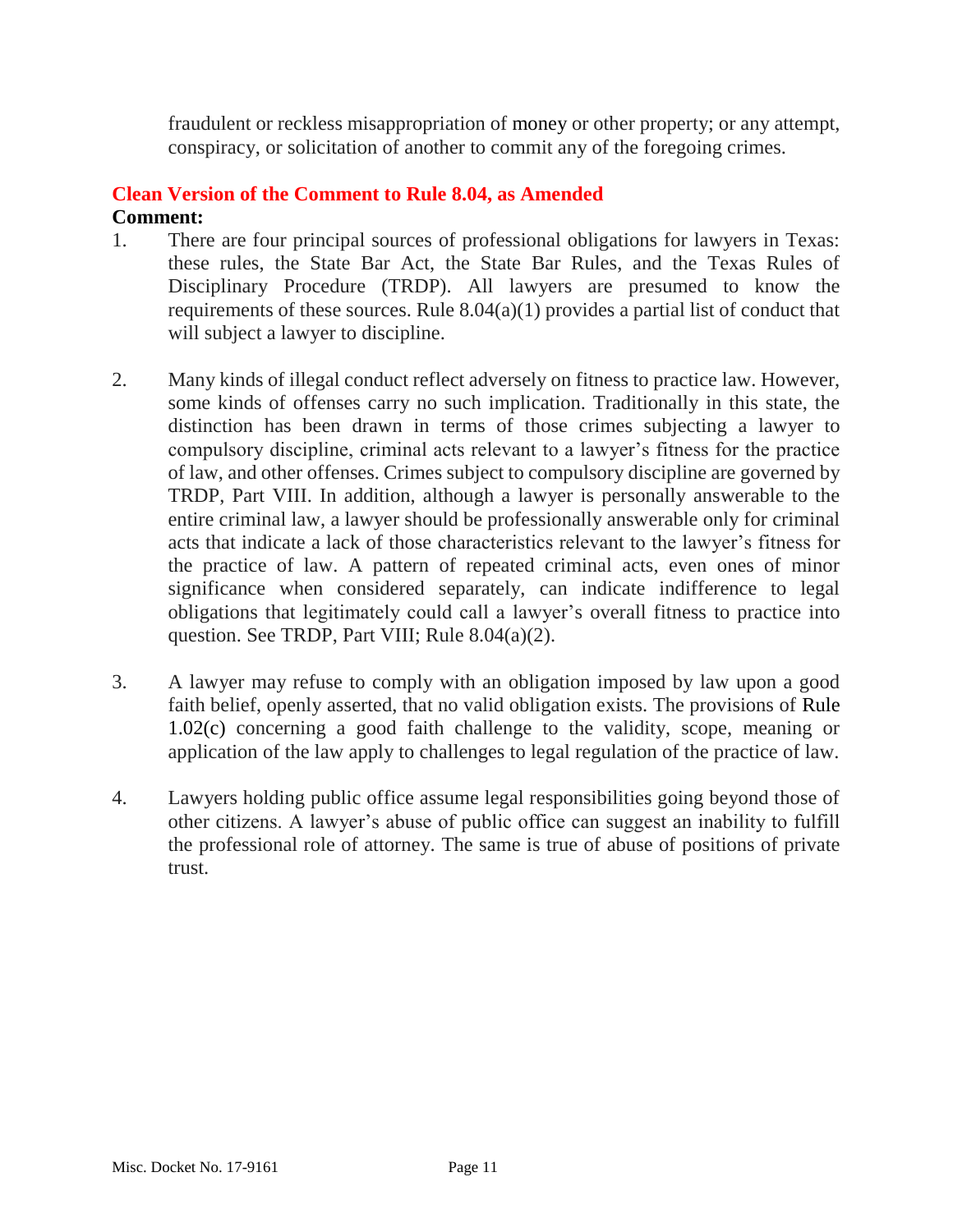fraudulent or reckless misappropriation of money or other property; or any attempt, conspiracy, or solicitation of another to commit any of the foregoing crimes.

## Clean Version of the Comment to Rule 8.04, as Amended

**Comment:**

1. There are four principal sources of professional obligations for lawyers in Texas: these rules, the State Bar Act, the State Bar Rules, and the Texas Rules of Disciplinary Procedure (TRDP). All lawyers are presumed to know the requirements of these sources. Rule 8.04(a)(1) provides a partial list of conduct that will subject a lawyer to discipline.

2. Many kinds of illegal conduct reflect adversely on fitness to practice law. However, some kinds of offenses carry no such implication. Traditionally in this state, the distinction has been drawn in terms of those crimes subjecting a lawyer to compulsory discipline, criminal acts relevant to a lawyer's fitness for the practice of law, and other offenses. Crimes subject to compulsory discipline are governed by TRDP, Part VIII. In addition, although a lawyer is personally answerable to the entire criminal law, a lawyer should be professionally answerable only for criminal acts that indicate a lack of those characteristics relevant to the lawyer's fitness for the practice of law. A pattern of repeated criminal acts, even ones of minor significance when considered separately, can indicate indifference to legal obligations that legitimately could call a lawyer's overall fitness to practice into question. See TRDP, Part VIII; Rule 8.04(a)(2).

3. A lawyer may refuse to comply with an obligation imposed by law upon a good faith belief, openly asserted, that no valid obligation exists. The provisions of Rule 1.02(c) concerning a good faith challenge to the validity, scope, meaning or application of the law apply to challenges to legal regulation of the practice of law.

4. Lawyers holding public office assume legal responsibilities going beyond those of other citizens. A lawyer's abuse of public office can suggest an inability to fulfill the professional role of attorney. The same is true of abuse of positions of private trust.